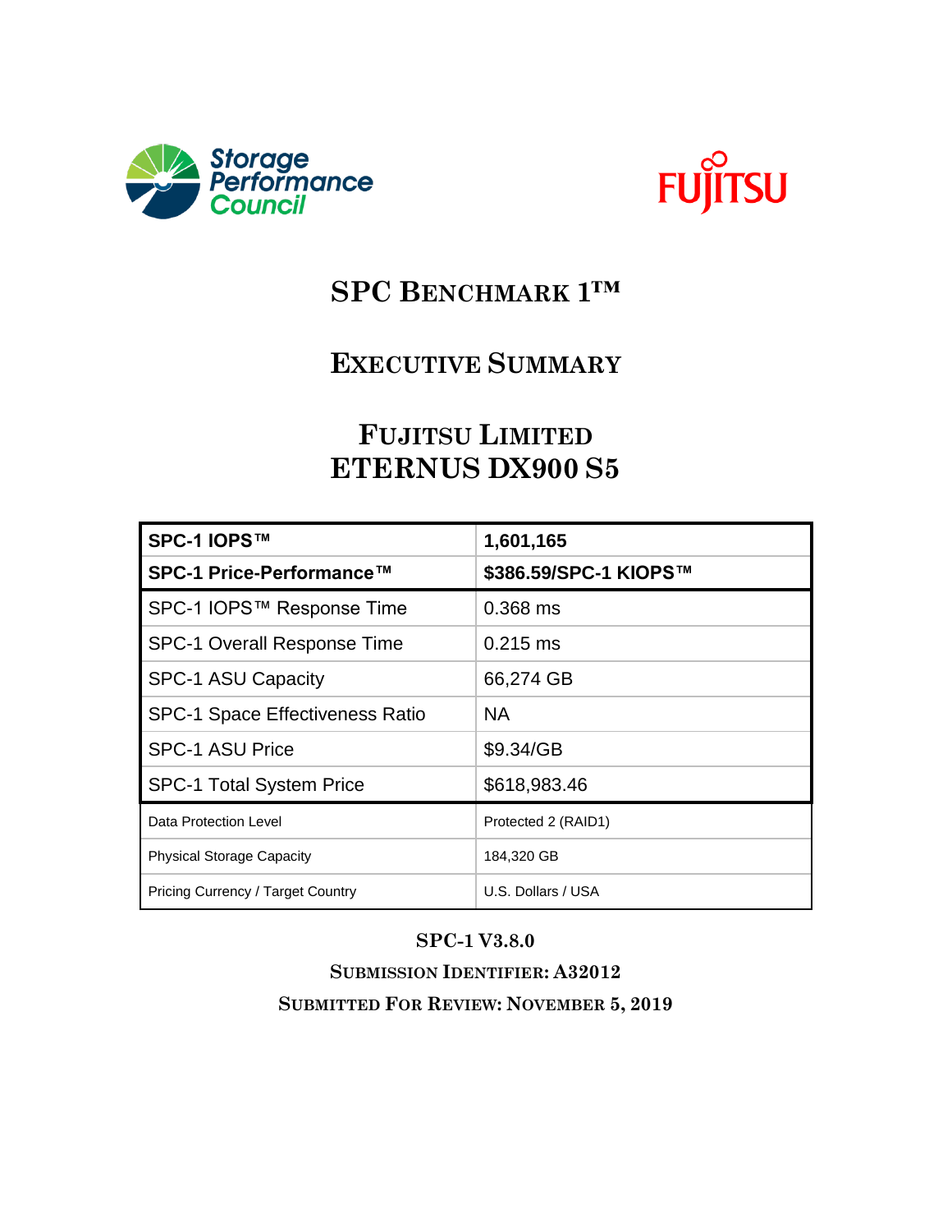# SPC Benchmark 1™

# Executive Summary

# Fujitsu Limited
# ETERNUS DX900 S5

| **SPC-1 IOPS™** | **1,601,165** |
|---|---|
| **SPC-1 Price-Performance™** | **$386.59/SPC-1 KIOPS™** |
| SPC-1 IOPS™ Response Time | 0.368 ms |
| SPC-1 Overall Response Time | 0.215 ms |
| SPC-1 ASU Capacity | 66,274 GB |
| SPC-1 Space Effectiveness Ratio | NA |
| SPC-1 ASU Price | $9.34/GB |
| SPC-1 Total System Price | $618,983.46 |
| Data Protection Level | Protected 2 (RAID1) |
| Physical Storage Capacity | 184,320 GB |
| Pricing Currency / Target Country | U.S. Dollars / USA |

**SPC-1 V3.8.0**

**Submission Identifier: A32012**

**Submitted For Review: November 5, 2019**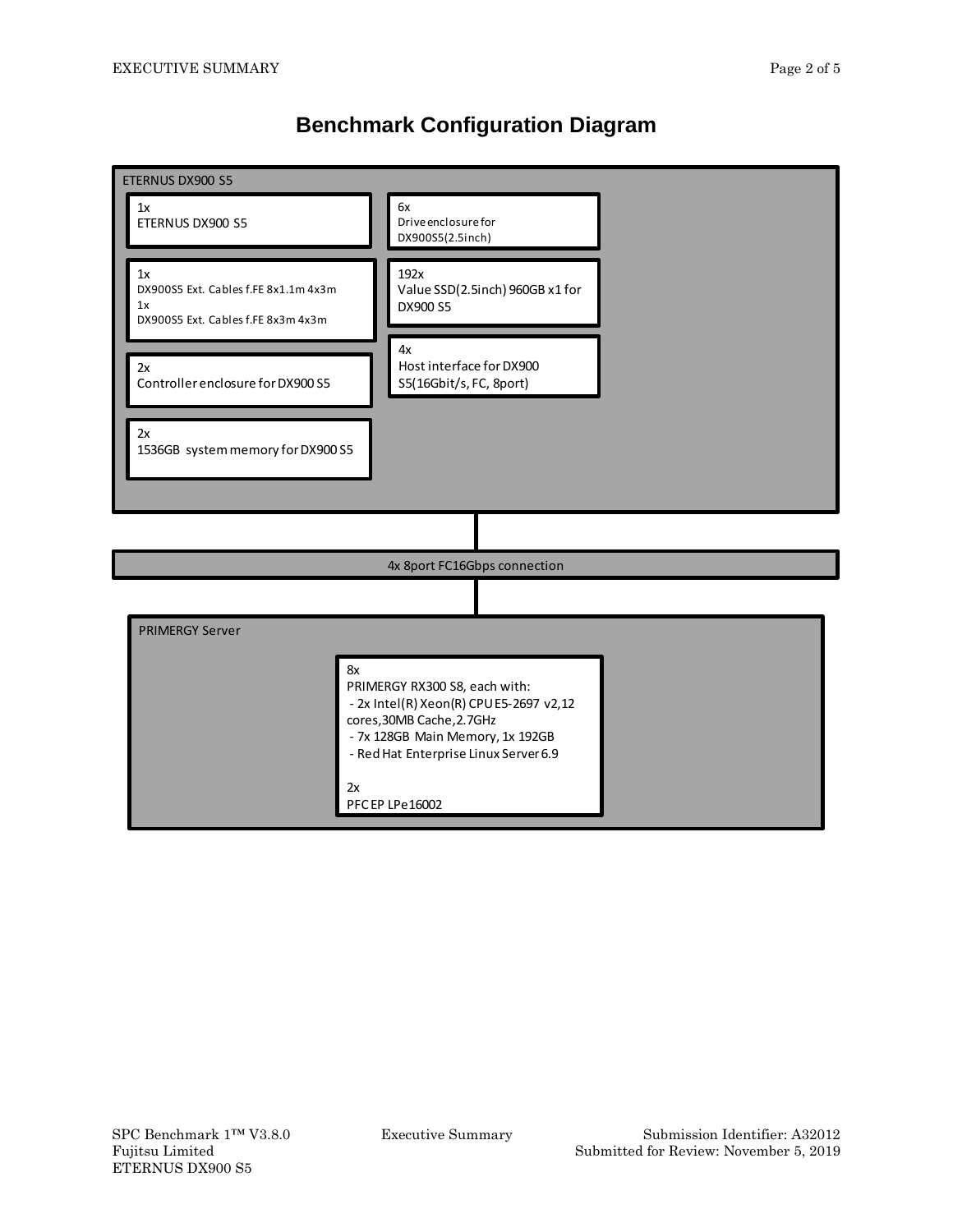# Benchmark Configuration Diagram

**ETERNUS DX900 S5**

- 1x
  ETERNUS DX900 S5
- 6x
  Drive enclosure for DX900S5(2.5inch)
- 1x
  DX900S5 Ext. Cables f.FE 8x1.1m 4x3m
  1x
  DX900S5 Ext. Cables f.FE 8x3m 4x3m
- 192x
  Value SSD(2.5inch) 960GB x1 for DX900 S5
- 4x
  Host interface for DX900 S5(16Gbit/s, FC, 8port)
- 2x
  Controller enclosure for DX900 S5
- 2x
  1536GB system memory for DX900 S5

**4x 8port FC16Gbps connection**

**PRIMERGY Server**

- 8x
  PRIMERGY RX300 S8, each with:
  - 2x Intel(R) Xeon(R) CPU E5-2697 v2,12 cores,30MB Cache,2.7GHz
  - 7x 128GB Main Memory, 1x 192GB
  - Red Hat Enterprise Linux Server 6.9
- 2x
  PFC EP LPe16002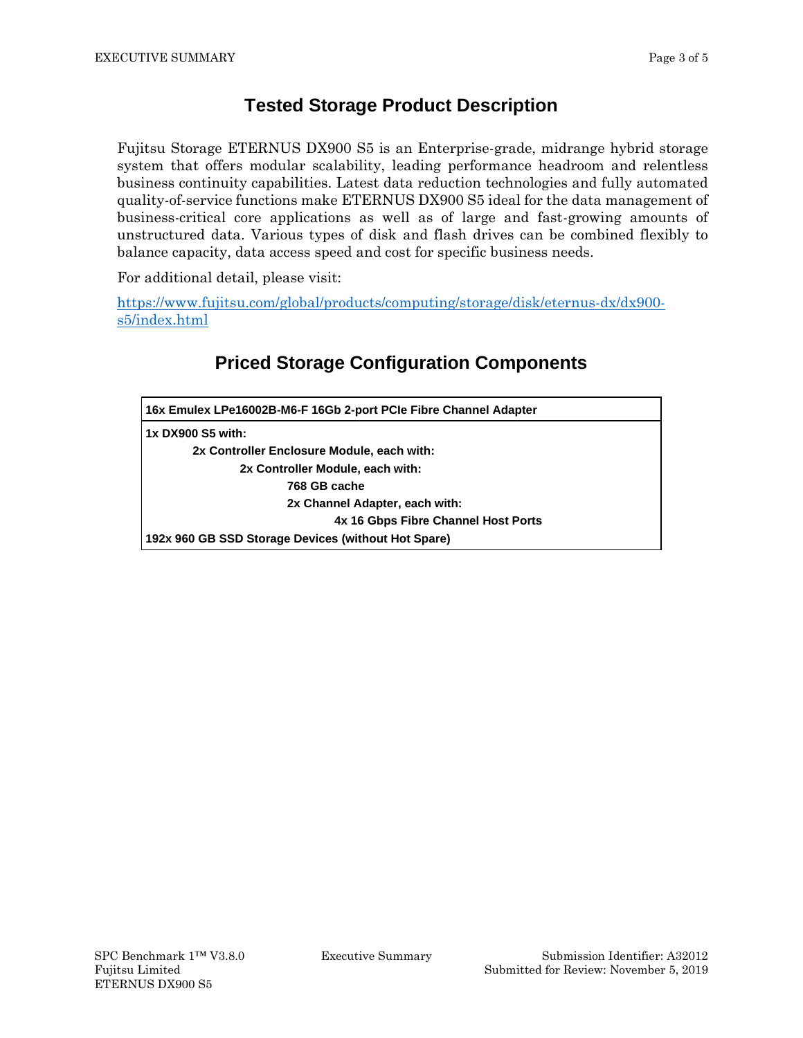## Tested Storage Product Description

Fujitsu Storage ETERNUS DX900 S5 is an Enterprise-grade, midrange hybrid storage system that offers modular scalability, leading performance headroom and relentless business continuity capabilities. Latest data reduction technologies and fully automated quality-of-service functions make ETERNUS DX900 S5 ideal for the data management of business-critical core applications as well as of large and fast-growing amounts of unstructured data. Various types of disk and flash drives can be combined flexibly to balance capacity, data access speed and cost for specific business needs.

For additional detail, please visit:

https://www.fujitsu.com/global/products/computing/storage/disk/eternus-dx/dx900-s5/index.html

## Priced Storage Configuration Components

| 16x Emulex LPe16002B-M6-F 16Gb 2-port PCIe Fibre Channel Adapter |
| --- |
| **1x DX900 S5 with:**<br>&nbsp;&nbsp;&nbsp;&nbsp;**2x Controller Enclosure Module, each with:**<br>&nbsp;&nbsp;&nbsp;&nbsp;&nbsp;&nbsp;&nbsp;&nbsp;**2x Controller Module, each with:**<br>&nbsp;&nbsp;&nbsp;&nbsp;&nbsp;&nbsp;&nbsp;&nbsp;&nbsp;&nbsp;&nbsp;&nbsp;**768 GB cache**<br>&nbsp;&nbsp;&nbsp;&nbsp;&nbsp;&nbsp;&nbsp;&nbsp;&nbsp;&nbsp;&nbsp;&nbsp;**2x Channel Adapter, each with:**<br>&nbsp;&nbsp;&nbsp;&nbsp;&nbsp;&nbsp;&nbsp;&nbsp;&nbsp;&nbsp;&nbsp;&nbsp;&nbsp;&nbsp;&nbsp;&nbsp;**4x 16 Gbps Fibre Channel Host Ports**<br>**192x 960 GB SSD Storage Devices (without Hot Spare)** |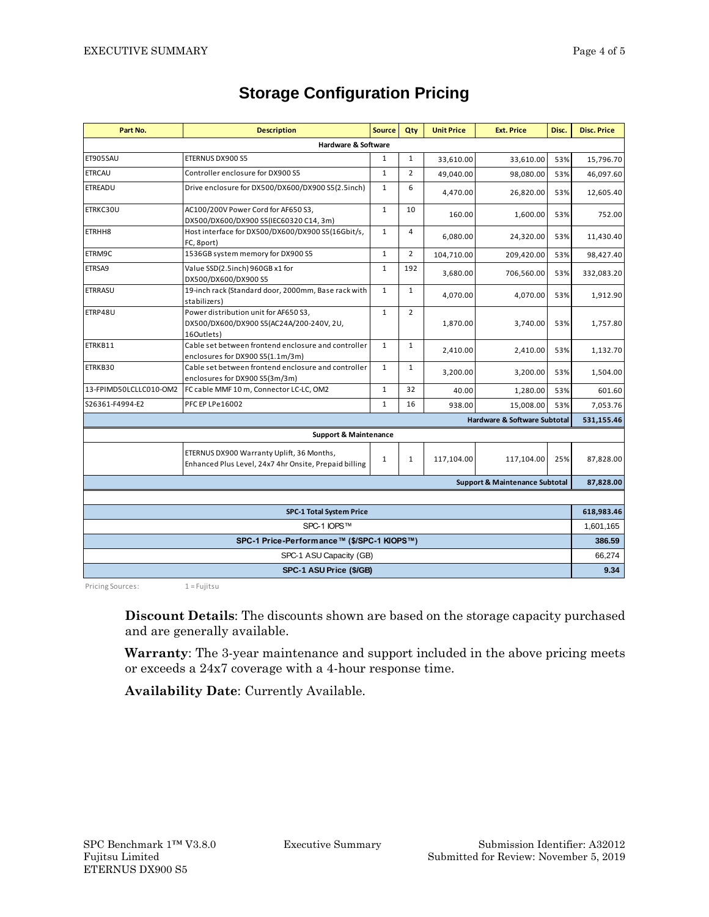# Storage Configuration Pricing

| Part No. | Description | Source | Qty | Unit Price | Ext. Price | Disc. | Disc. Price |
|---|---|---|---|---|---|---|---|
| **Hardware & Software** | | | | | | | |
| ET905SAU | ETERNUS DX900 S5 | 1 | 1 | 33,610.00 | 33,610.00 | 53% | 15,796.70 |
| ETRCAU | Controller enclosure for DX900 S5 | 1 | 2 | 49,040.00 | 98,080.00 | 53% | 46,097.60 |
| ETREADU | Drive enclosure for DX500/DX600/DX900 S5(2.5inch) | 1 | 6 | 4,470.00 | 26,820.00 | 53% | 12,605.40 |
| ETRKC30U | AC100/200V Power Cord for AF650 S3, DX500/DX600/DX900 S5(IEC60320 C14, 3m) | 1 | 10 | 160.00 | 1,600.00 | 53% | 752.00 |
| ETRHH8 | Host interface for DX500/DX600/DX900 S5(16Gbit/s, FC, 8port) | 1 | 4 | 6,080.00 | 24,320.00 | 53% | 11,430.40 |
| ETRM9C | 1536GB system memory for DX900 S5 | 1 | 2 | 104,710.00 | 209,420.00 | 53% | 98,427.40 |
| ETRSA9 | Value SSD(2.5inch) 960GB x1 for DX500/DX600/DX900 S5 | 1 | 192 | 3,680.00 | 706,560.00 | 53% | 332,083.20 |
| ETRRASU | 19-inch rack (Standard door, 2000mm, Base rack with stabilizers) | 1 | 1 | 4,070.00 | 4,070.00 | 53% | 1,912.90 |
| ETRP48U | Power distribution unit for AF650 S3, DX500/DX600/DX900 S5(AC24A/200-240V, 2U, 16Outlets) | 1 | 2 | 1,870.00 | 3,740.00 | 53% | 1,757.80 |
| ETRKB11 | Cable set between frontend enclosure and controller enclosures for DX900 S5(1.1m/3m) | 1 | 1 | 2,410.00 | 2,410.00 | 53% | 1,132.70 |
| ETRKB30 | Cable set between frontend enclosure and controller enclosures for DX900 S5(3m/3m) | 1 | 1 | 3,200.00 | 3,200.00 | 53% | 1,504.00 |
| 13-FPIMD50LCLLC010-OM2 | FC cable MMF 10 m, Connector LC-LC, OM2 | 1 | 32 | 40.00 | 1,280.00 | 53% | 601.60 |
| S26361-F4994-E2 | PFC EP LPe16002 | 1 | 16 | 938.00 | 15,008.00 | 53% | 7,053.76 |
| | | | | | **Hardware & Software Subtotal** | | **531,155.46** |
| **Support & Maintenance** | | | | | | | |
| | ETERNUS DX900 Warranty Uplift, 36 Months, Enhanced Plus Level, 24x7 4hr Onsite, Prepaid billing | 1 | 1 | 117,104.00 | 117,104.00 | 25% | 87,828.00 |
| | | | | | **Support & Maintenance Subtotal** | | **87,828.00** |
| **SPC-1 Total System Price** | | | | | | | **618,983.46** |
| SPC-1 IOPS™ | | | | | | | 1,601,165 |
| **SPC-1 Price-Performance™ ($/SPC-1 KIOPS™)** | | | | | | | **386.59** |
| SPC-1 ASU Capacity (GB) | | | | | | | 66,274 |
| **SPC-1 ASU Price ($/GB)** | | | | | | | **9.34** |

Pricing Sources: 1 = Fujitsu

**Discount Details**: The discounts shown are based on the storage capacity purchased and are generally available.

**Warranty**: The 3-year maintenance and support included in the above pricing meets or exceeds a 24x7 coverage with a 4-hour response time.

**Availability Date**: Currently Available.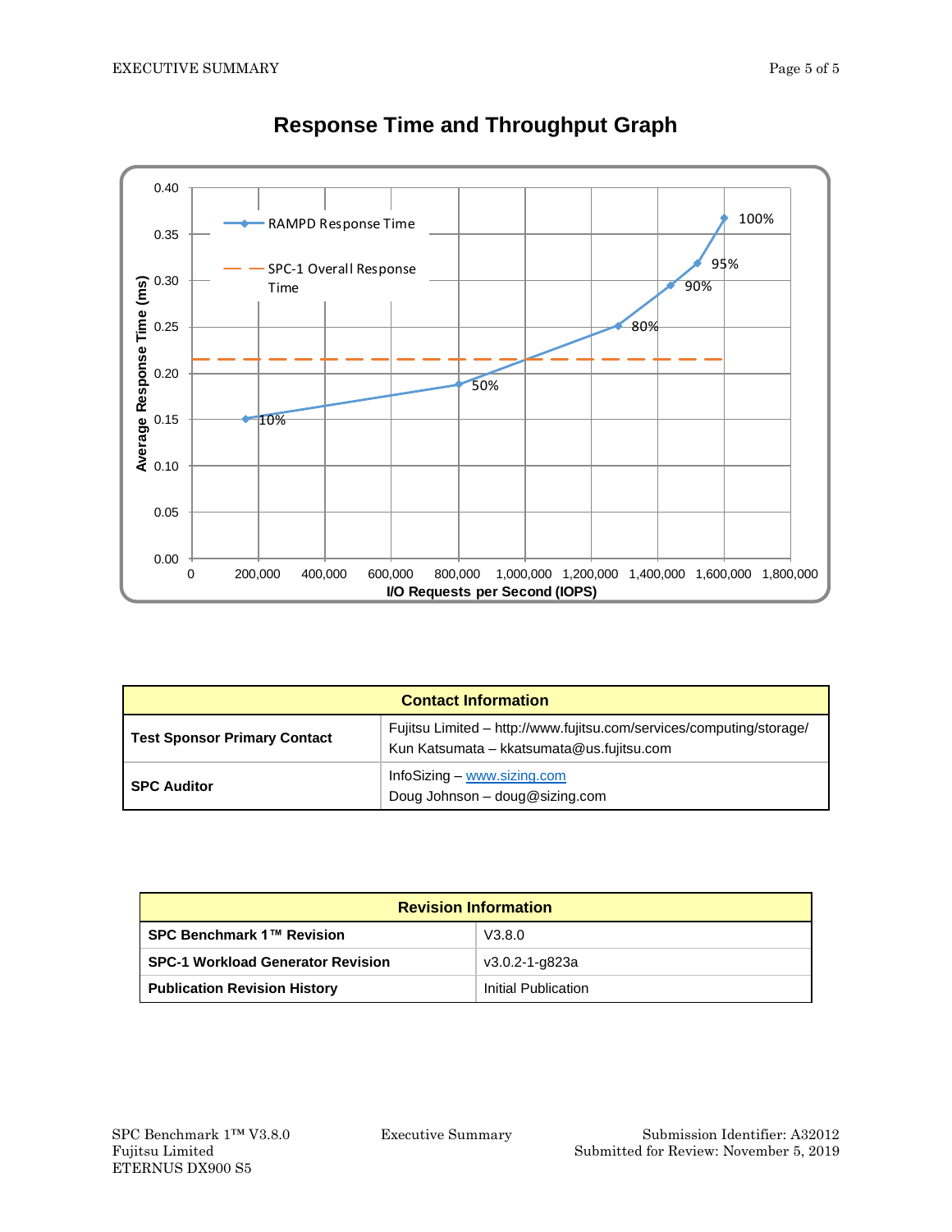## Response Time and Throughput Graph

RAMPD Response Time

SPC-1 Overall Response Time

Average Response Time (ms)

0.40
0.35
0.30
0.25
0.20
0.15
0.10
0.05
0.00

0
200,000
400,000
600,000
800,000
1,000,000
1,200,000
1,400,000
1,600,000
1,800,000

I/O Requests per Second (IOPS)

10%
50%
80%
90%
95%
100%

| Contact Information | |
|---|---|
| **Test Sponsor Primary Contact** | Fujitsu Limited – http://www.fujitsu.com/services/computing/storage/<br>Kun Katsumata – kkatsumata@us.fujitsu.com |
| **SPC Auditor** | InfoSizing – www.sizing.com<br>Doug Johnson – doug@sizing.com |

| Revision Information | |
|---|---|
| **SPC Benchmark 1™ Revision** | V3.8.0 |
| **SPC-1 Workload Generator Revision** | v3.0.2-1-g823a |
| **Publication Revision History** | Initial Publication |